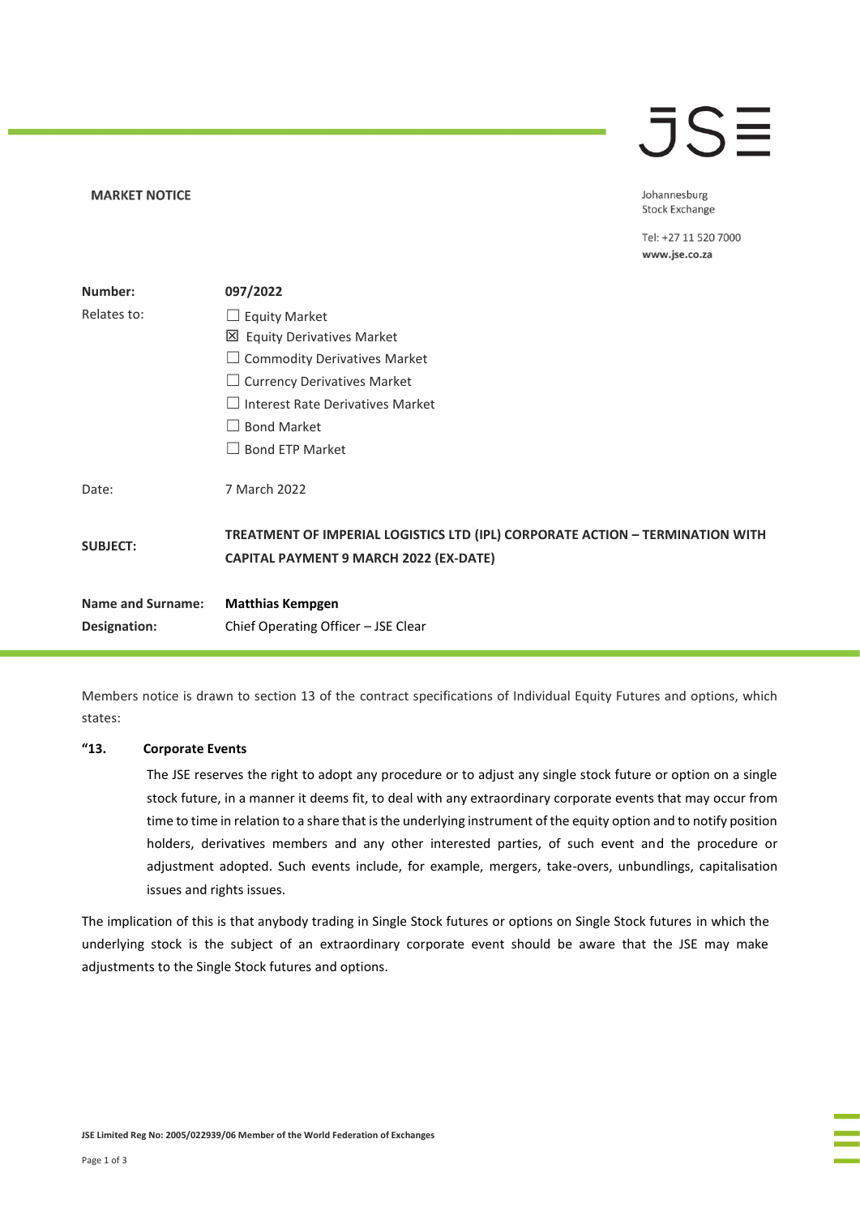**MARKET NOTICE**

Johannesburg Stock Exchange

Tel: +27 11 520 7000
www.jse.co.za

| | |
|---|---|
| **Number:** | **097/2022** |
| Relates to: | ☐ Equity Market<br>☒ Equity Derivatives Market<br>☐ Commodity Derivatives Market<br>☐ Currency Derivatives Market<br>☐ Interest Rate Derivatives Market<br>☐ Bond Market<br>☐ Bond ETP Market |
| Date: | 7 March 2022 |
| **SUBJECT:** | **TREATMENT OF IMPERIAL LOGISTICS LTD (IPL) CORPORATE ACTION – TERMINATION WITH CAPITAL PAYMENT 9 MARCH 2022 (EX-DATE)** |
| **Name and Surname:** | **Matthias Kempgen** |
| **Designation:** | Chief Operating Officer – JSE Clear |

Members notice is drawn to section 13 of the contract specifications of Individual Equity Futures and options, which states:

**"13. Corporate Events**

The JSE reserves the right to adopt any procedure or to adjust any single stock future or option on a single stock future, in a manner it deems fit, to deal with any extraordinary corporate events that may occur from time to time in relation to a share that is the underlying instrument of the equity option and to notify position holders, derivatives members and any other interested parties, of such event and the procedure or adjustment adopted. Such events include, for example, mergers, take-overs, unbundlings, capitalisation issues and rights issues.

The implication of this is that anybody trading in Single Stock futures or options on Single Stock futures in which the underlying stock is the subject of an extraordinary corporate event should be aware that the JSE may make adjustments to the Single Stock futures and options.

JSE Limited Reg No: 2005/022939/06 Member of the World Federation of Exchanges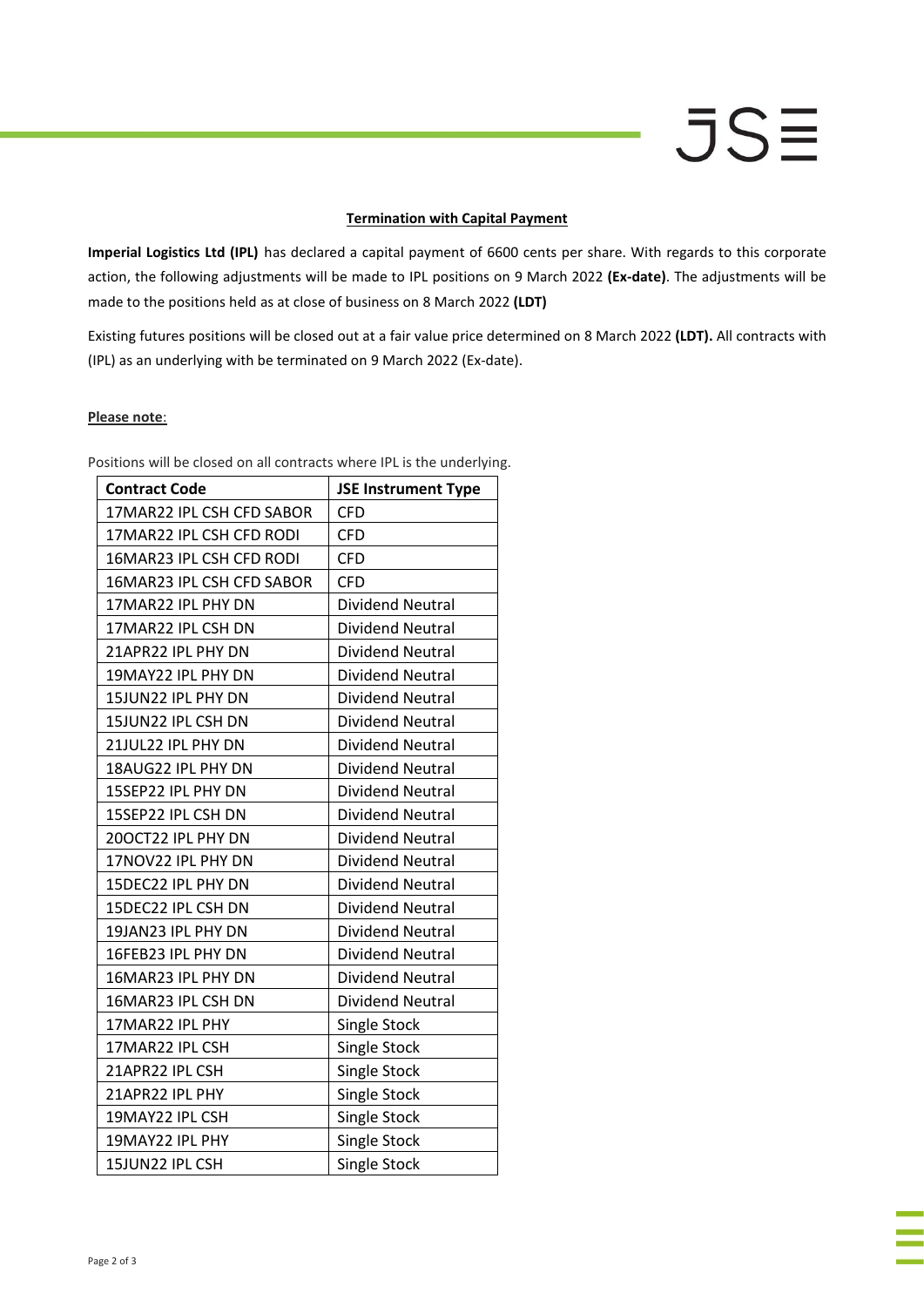**Termination with Capital Payment**

**Imperial Logistics Ltd (IPL)** has declared a capital payment of 6600 cents per share. With regards to this corporate action, the following adjustments will be made to IPL positions on 9 March 2022 **(Ex-date)**. The adjustments will be made to the positions held as at close of business on 8 March 2022 **(LDT)**

Existing futures positions will be closed out at a fair value price determined on 8 March 2022 **(LDT).** All contracts with (IPL) as an underlying with be terminated on 9 March 2022 (Ex-date).

**Please note**:

Positions will be closed on all contracts where IPL is the underlying.

| Contract Code | JSE Instrument Type |
|---|---|
| 17MAR22 IPL CSH CFD SABOR | CFD |
| 17MAR22 IPL CSH CFD RODI | CFD |
| 16MAR23 IPL CSH CFD RODI | CFD |
| 16MAR23 IPL CSH CFD SABOR | CFD |
| 17MAR22 IPL PHY DN | Dividend Neutral |
| 17MAR22 IPL CSH DN | Dividend Neutral |
| 21APR22 IPL PHY DN | Dividend Neutral |
| 19MAY22 IPL PHY DN | Dividend Neutral |
| 15JUN22 IPL PHY DN | Dividend Neutral |
| 15JUN22 IPL CSH DN | Dividend Neutral |
| 21JUL22 IPL PHY DN | Dividend Neutral |
| 18AUG22 IPL PHY DN | Dividend Neutral |
| 15SEP22 IPL PHY DN | Dividend Neutral |
| 15SEP22 IPL CSH DN | Dividend Neutral |
| 20OCT22 IPL PHY DN | Dividend Neutral |
| 17NOV22 IPL PHY DN | Dividend Neutral |
| 15DEC22 IPL PHY DN | Dividend Neutral |
| 15DEC22 IPL CSH DN | Dividend Neutral |
| 19JAN23 IPL PHY DN | Dividend Neutral |
| 16FEB23 IPL PHY DN | Dividend Neutral |
| 16MAR23 IPL PHY DN | Dividend Neutral |
| 16MAR23 IPL CSH DN | Dividend Neutral |
| 17MAR22 IPL PHY | Single Stock |
| 17MAR22 IPL CSH | Single Stock |
| 21APR22 IPL CSH | Single Stock |
| 21APR22 IPL PHY | Single Stock |
| 19MAY22 IPL CSH | Single Stock |
| 19MAY22 IPL PHY | Single Stock |
| 15JUN22 IPL CSH | Single Stock |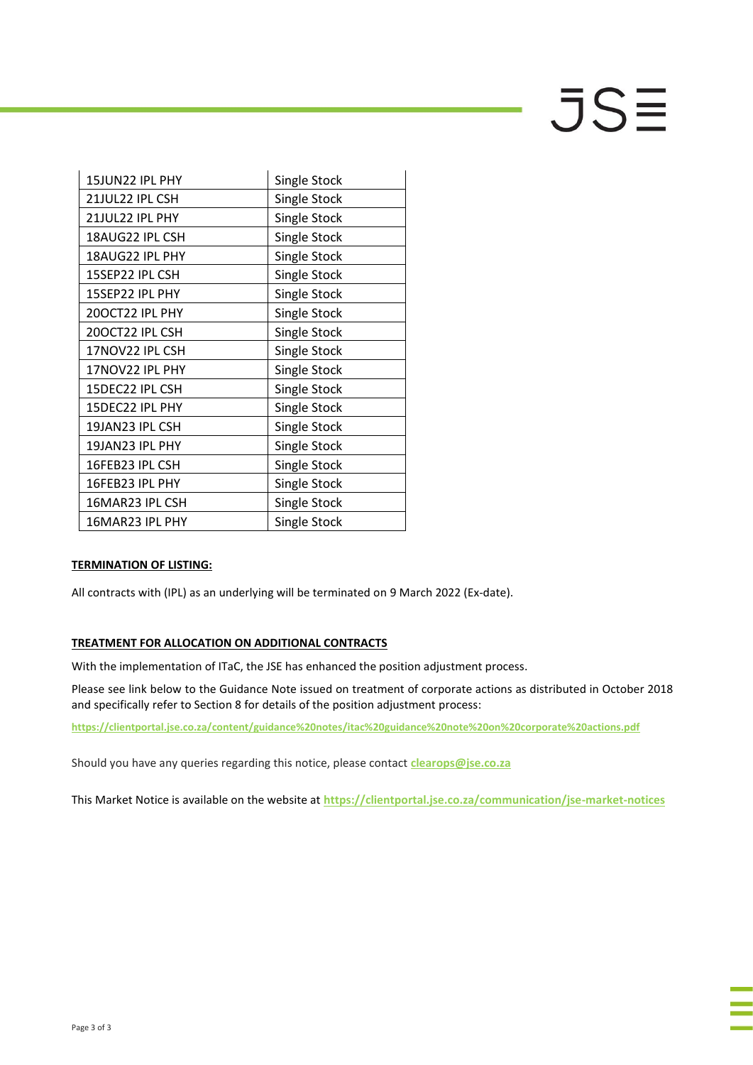| | |
|---|---|
| 15JUN22 IPL PHY | Single Stock |
| 21JUL22 IPL CSH | Single Stock |
| 21JUL22 IPL PHY | Single Stock |
| 18AUG22 IPL CSH | Single Stock |
| 18AUG22 IPL PHY | Single Stock |
| 15SEP22 IPL CSH | Single Stock |
| 15SEP22 IPL PHY | Single Stock |
| 20OCT22 IPL PHY | Single Stock |
| 20OCT22 IPL CSH | Single Stock |
| 17NOV22 IPL CSH | Single Stock |
| 17NOV22 IPL PHY | Single Stock |
| 15DEC22 IPL CSH | Single Stock |
| 15DEC22 IPL PHY | Single Stock |
| 19JAN23 IPL CSH | Single Stock |
| 19JAN23 IPL PHY | Single Stock |
| 16FEB23 IPL CSH | Single Stock |
| 16FEB23 IPL PHY | Single Stock |
| 16MAR23 IPL CSH | Single Stock |
| 16MAR23 IPL PHY | Single Stock |

**TERMINATION OF LISTING:**

All contracts with (IPL) as an underlying will be terminated on 9 March 2022 (Ex-date).

**TREATMENT FOR ALLOCATION ON ADDITIONAL CONTRACTS**

With the implementation of ITaC, the JSE has enhanced the position adjustment process.

Please see link below to the Guidance Note issued on treatment of corporate actions as distributed in October 2018 and specifically refer to Section 8 for details of the position adjustment process:

https://clientportal.jse.co.za/content/guidance%20notes/itac%20guidance%20note%20on%20corporate%20actions.pdf

Should you have any queries regarding this notice, please contact clearops@jse.co.za

This Market Notice is available on the website at https://clientportal.jse.co.za/communication/jse-market-notices